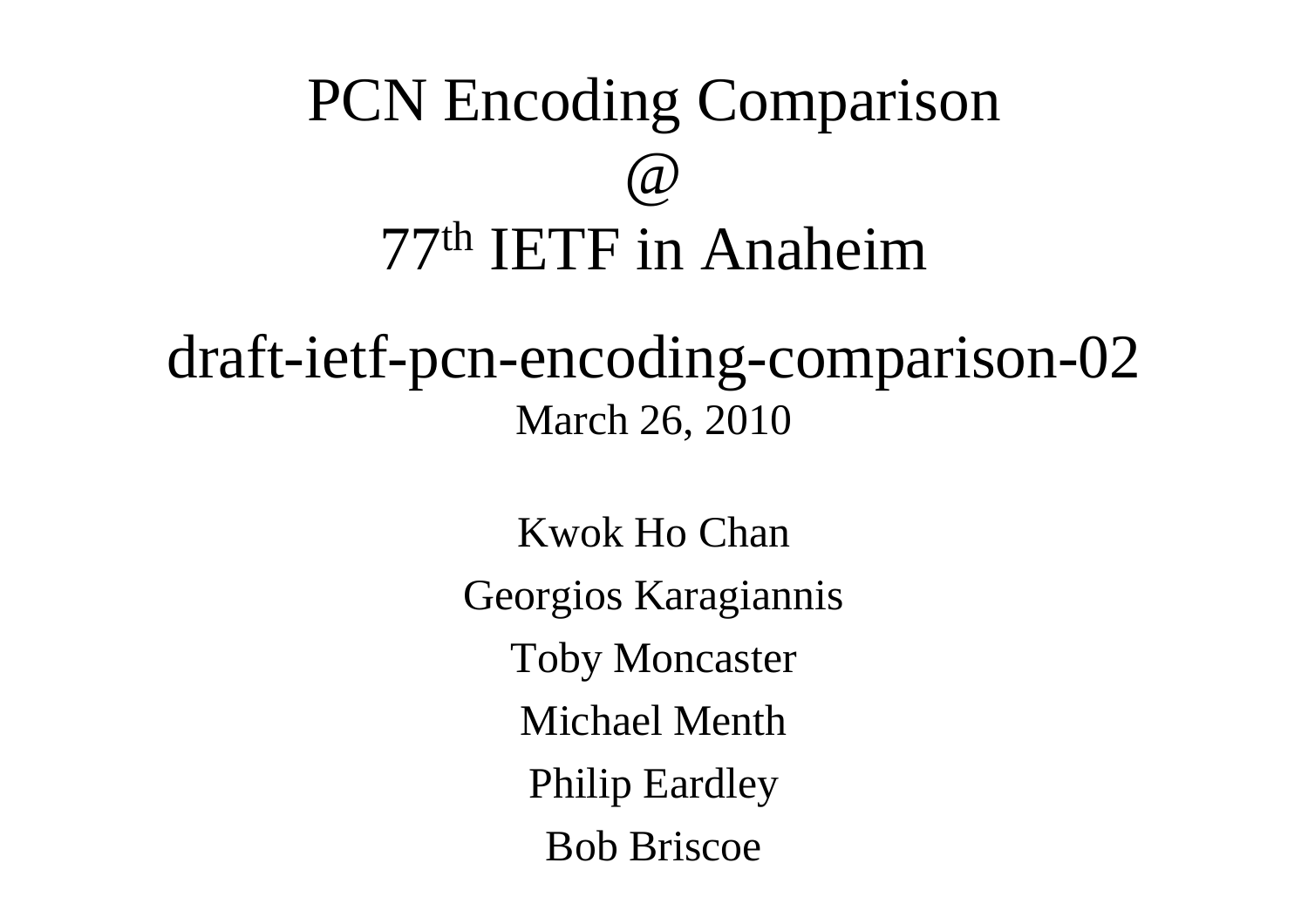# PCN Encoding Comparison
# @
# 77th IETF in Anaheim

## draft-ietf-pcn-encoding-comparison-02

March 26, 2010

Kwok Ho Chan

Georgios Karagiannis

Toby Moncaster

Michael Menth

Philip Eardley

Bob Briscoe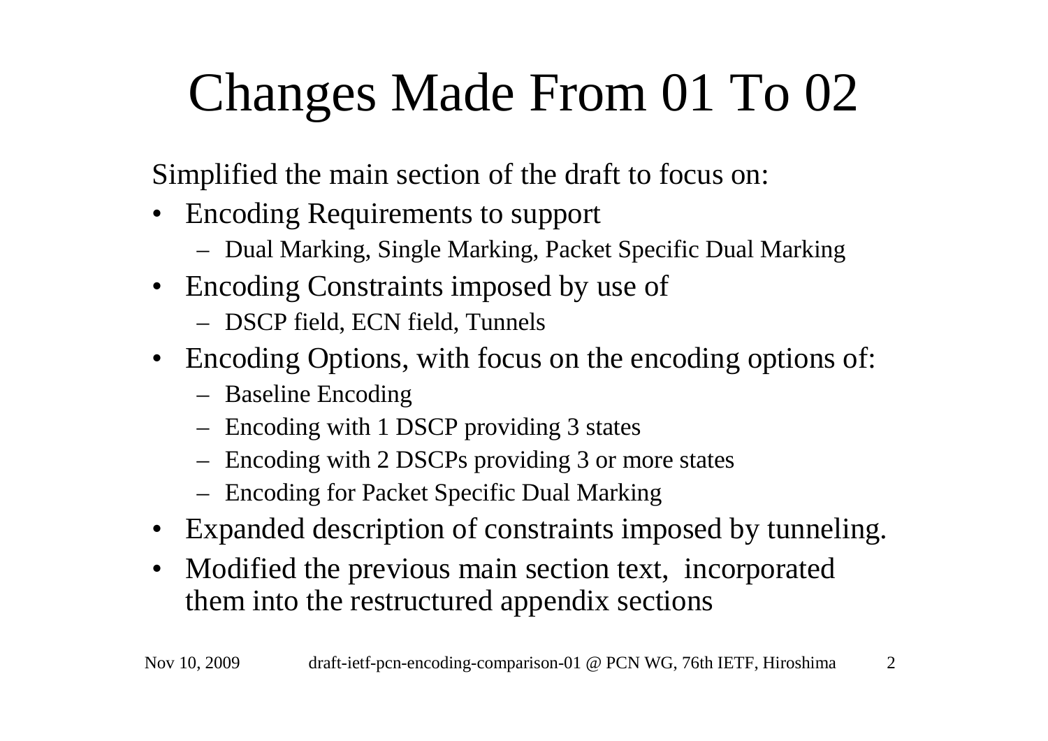# Changes Made From 01 To 02

Simplified the main section of the draft to focus on:

- Encoding Requirements to support
  - Dual Marking, Single Marking, Packet Specific Dual Marking
- Encoding Constraints imposed by use of
  - DSCP field, ECN field, Tunnels
- Encoding Options, with focus on the encoding options of:
  - Baseline Encoding
  - Encoding with 1 DSCP providing 3 states
  - Encoding with 2 DSCPs providing 3 or more states
  - Encoding for Packet Specific Dual Marking
- Expanded description of constraints imposed by tunneling.
- Modified the previous main section text, incorporated them into the restructured appendix sections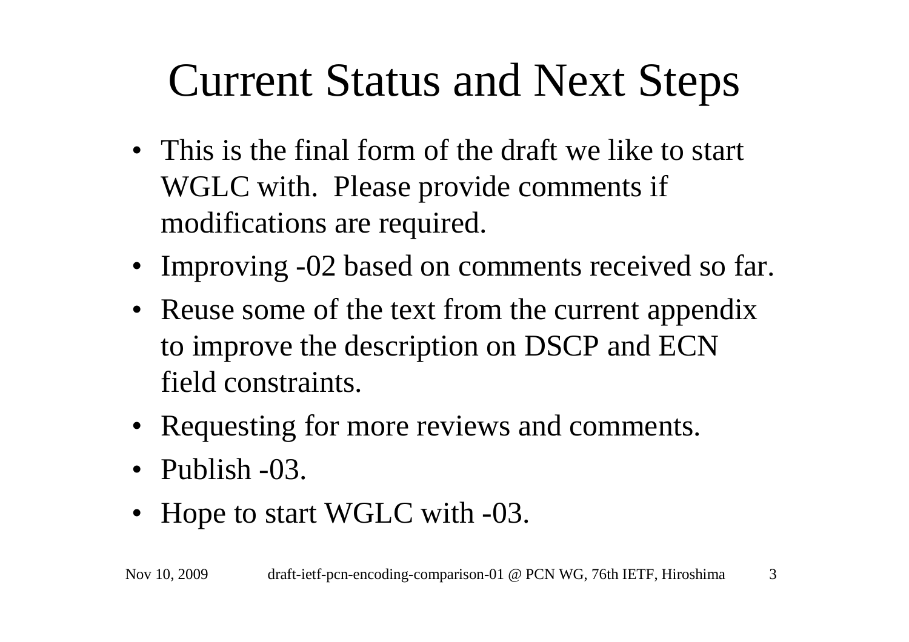# Current Status and Next Steps

- This is the final form of the draft we like to start WGLC with. Please provide comments if modifications are required.
- Improving -02 based on comments received so far.
- Reuse some of the text from the current appendix to improve the description on DSCP and ECN field constraints.
- Requesting for more reviews and comments.
- Publish -03.
- Hope to start WGLC with -03.